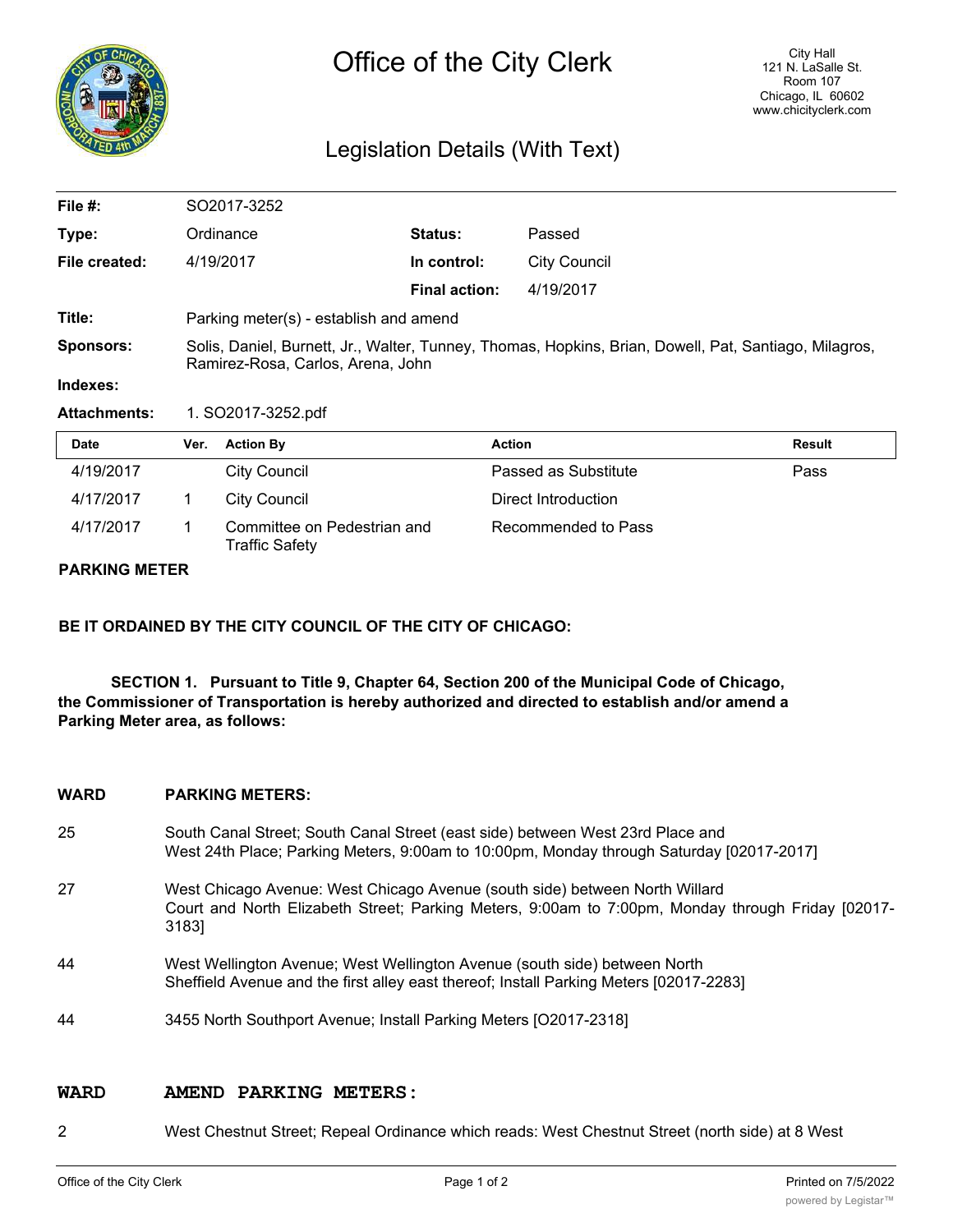# Office of the City Clerk

City Hall
121 N. LaSalle St.
Room 107
Chicago, IL 60602
www.chicityclerk.com

## Legislation Details (With Text)

**File #:** SO2017-3252

**Type:** Ordinance **Status:** Passed

**File created:** 4/19/2017 **In control:** City Council

**Final action:** 4/19/2017

**Title:** Parking meter(s) - establish and amend

**Sponsors:** Solis, Daniel, Burnett, Jr., Walter, Tunney, Thomas, Hopkins, Brian, Dowell, Pat, Santiago, Milagros, Ramirez-Rosa, Carlos, Arena, John

**Indexes:**

**Attachments:** 1. SO2017-3252.pdf

| Date | Ver. | Action By | Action | Result |
|---|---|---|---|---|
| 4/19/2017 | | City Council | Passed as Substitute | Pass |
| 4/17/2017 | 1 | City Council | Direct Introduction | |
| 4/17/2017 | 1 | Committee on Pedestrian and Traffic Safety | Recommended to Pass | |

**PARKING METER**

**BE IT ORDAINED BY THE CITY COUNCIL OF THE CITY OF CHICAGO:**

**SECTION 1. Pursuant to Title 9, Chapter 64, Section 200 of the Municipal Code of Chicago, the Commissioner of Transportation is hereby authorized and directed to establish and/or amend a Parking Meter area, as follows:**

| WARD | PARKING METERS: |
|---|---|
| 25 | South Canal Street; South Canal Street (east side) between West 23rd Place and West 24th Place; Parking Meters, 9:00am to 10:00pm, Monday through Saturday [02017-2017] |
| 27 | West Chicago Avenue: West Chicago Avenue (south side) between North Willard Court and North Elizabeth Street; Parking Meters, 9:00am to 7:00pm, Monday through Friday [02017-3183] |
| 44 | West Wellington Avenue; West Wellington Avenue (south side) between North Sheffield Avenue and the first alley east thereof; Install Parking Meters [02017-2283] |
| 44 | 3455 North Southport Avenue; Install Parking Meters [O2017-2318] |

| WARD | AMEND PARKING METERS: |
|---|---|
| 2 | West Chestnut Street; Repeal Ordinance which reads: West Chestnut Street (north side) at 8 West |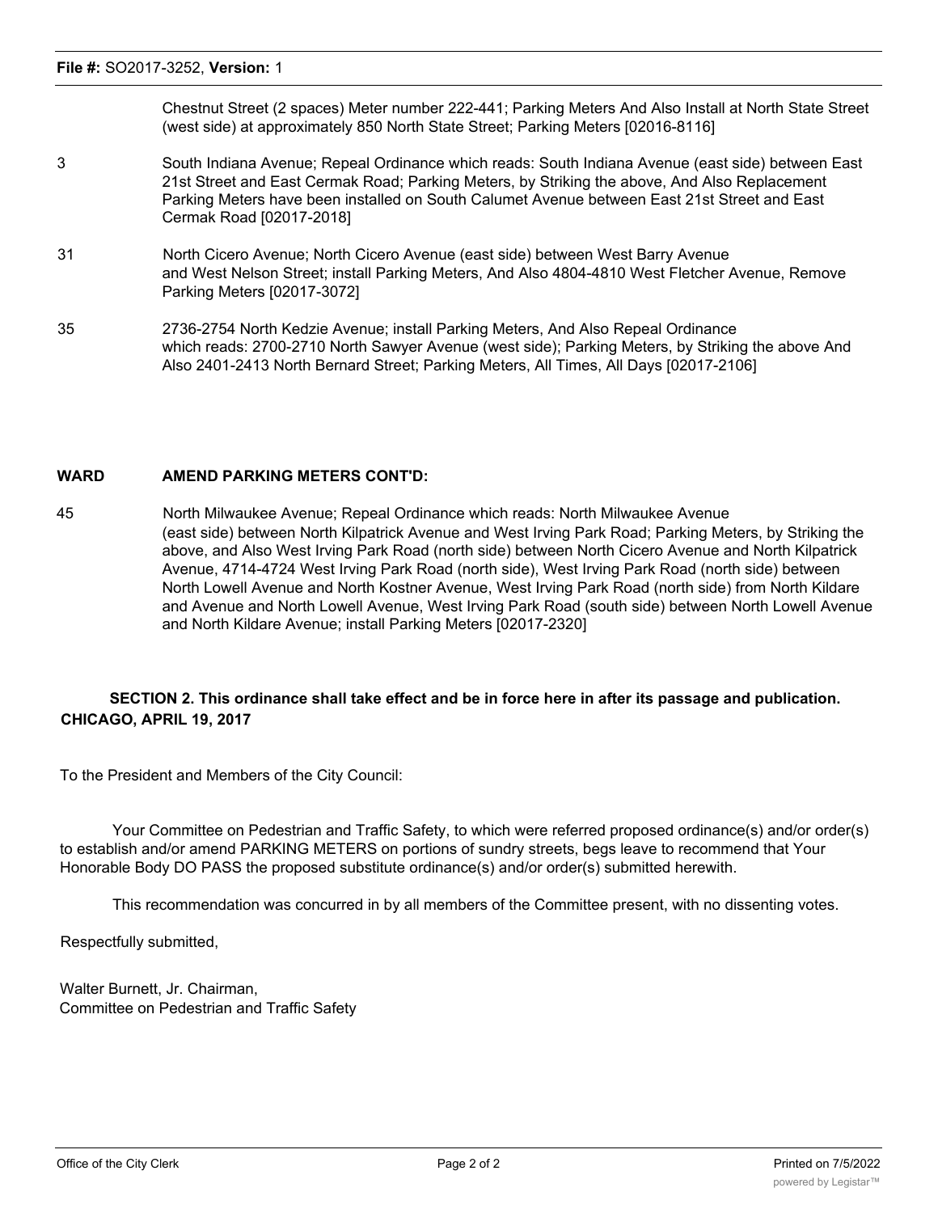Chestnut Street (2 spaces) Meter number 222-441; Parking Meters And Also Install at North State Street (west side) at approximately 850 North State Street; Parking Meters [02016-8116]

| | |
|---|---|
| 3 | South Indiana Avenue; Repeal Ordinance which reads: South Indiana Avenue (east side) between East 21st Street and East Cermak Road; Parking Meters, by Striking the above, And Also Replacement Parking Meters have been installed on South Calumet Avenue between East 21st Street and East Cermak Road [02017-2018] |
| 31 | North Cicero Avenue; North Cicero Avenue (east side) between West Barry Avenue and West Nelson Street; install Parking Meters, And Also 4804-4810 West Fletcher Avenue, Remove Parking Meters [02017-3072] |
| 35 | 2736-2754 North Kedzie Avenue; install Parking Meters, And Also Repeal Ordinance which reads: 2700-2710 North Sawyer Avenue (west side); Parking Meters, by Striking the above And Also 2401-2413 North Bernard Street; Parking Meters, All Times, All Days [02017-2106] |

**WARD AMEND PARKING METERS CONT'D:**

| | |
|---|---|
| 45 | North Milwaukee Avenue; Repeal Ordinance which reads: North Milwaukee Avenue (east side) between North Kilpatrick Avenue and West Irving Park Road; Parking Meters, by Striking the above, and Also West Irving Park Road (north side) between North Cicero Avenue and North Kilpatrick Avenue, 4714-4724 West Irving Park Road (north side), West Irving Park Road (north side) between North Lowell Avenue and North Kostner Avenue, West Irving Park Road (north side) from North Kildare and Avenue and North Lowell Avenue, West Irving Park Road (south side) between North Lowell Avenue and North Kildare Avenue; install Parking Meters [02017-2320] |

**SECTION 2. This ordinance shall take effect and be in force here in after its passage and publication.**

**CHICAGO, APRIL 19, 2017**

To the President and Members of the City Council:

Your Committee on Pedestrian and Traffic Safety, to which were referred proposed ordinance(s) and/or order(s) to establish and/or amend PARKING METERS on portions of sundry streets, begs leave to recommend that Your Honorable Body DO PASS the proposed substitute ordinance(s) and/or order(s) submitted herewith.

This recommendation was concurred in by all members of the Committee present, with no dissenting votes.

Respectfully submitted,

Walter Burnett, Jr. Chairman,
Committee on Pedestrian and Traffic Safety